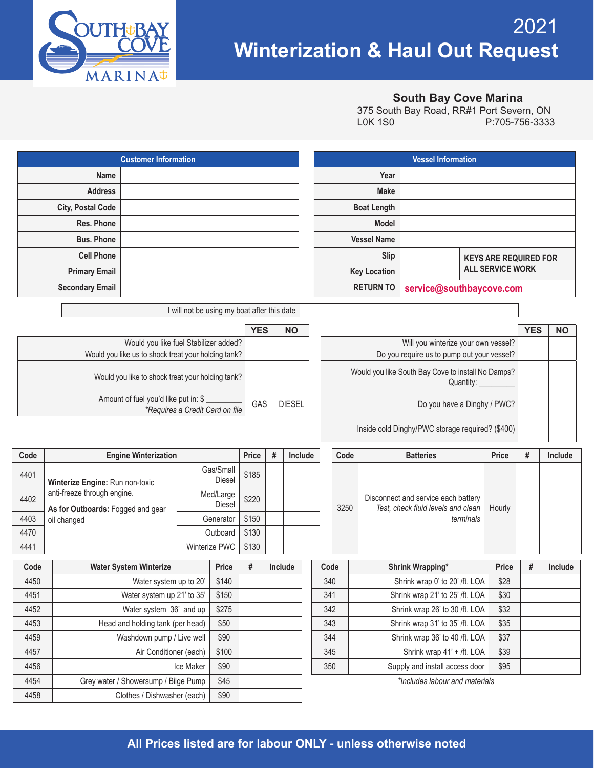# 2021 Winterization & Haul Out Request

**South Bay Cove Marina**
375 South Bay Road, RR#1 Port Severn, ON
L0K 1S0 P:705-756-3333

| Customer Information | |
|---|---|
| Name | |
| Address | |
| City, Postal Code | |
| Res. Phone | |
| Bus. Phone | |
| Cell Phone | |
| Primary Email | |
| Secondary Email | |

| Vessel Information | | |
|---|---|---|
| Year | | |
| Make | | |
| Boat Length | | |
| Model | | |
| Vessel Name | | |
| Slip | | KEYS ARE REQUIRED FOR ALL SERVICE WORK |
| Key Location | | |
| RETURN TO | service@southbaycove.com | |

| I will not be using my boat after this date | |
|---|---|

| | YES | NO |
|---|---|---|
| Would you like fuel Stabilizer added? | | |
| Would you like us to shock treat your holding tank? | | |
| Would you like us to shock treat your holding tank? | | |
| Amount of fuel you'd like put in: $ _________ *Requires a Credit Card on file* | GAS | DIESEL |

| | YES | NO |
|---|---|---|
| Will you winterize your own vessel? | | |
| Do you require us to pump out your vessel? | | |
| Would you like South Bay Cove to install No Damps? Quantity: _________ | | |
| Do you have a Dinghy / PWC? | | |
| Inside cold Dinghy/PWC storage required? ($400) | | |

| Code | Engine Winterization | | Price | # | Include |
|---|---|---|---|---|---|
| 4401 | **Winterize Engine:** Run non-toxic anti-freeze through engine. **As for Outboards:** Fogged and gear oil changed | Gas/Small Diesel | $185 | | |
| 4402 | | Med/Large Diesel | $220 | | |
| 4403 | | Generator | $150 | | |
| 4470 | | Outboard | $130 | | |
| 4441 | | Winterize PWC | $130 | | |

| Code | Batteries | Price | # | Include |
|---|---|---|---|---|
| 3250 | Disconnect and service each battery *Test, check fluid levels and clean terminals* | Hourly | | |

| Code | Water System Winterize | Price | # | Include |
|---|---|---|---|---|
| 4450 | Water system up to 20' | $140 | | |
| 4451 | Water system up 21' to 35' | $150 | | |
| 4452 | Water system 36' and up | $275 | | |
| 4453 | Head and holding tank (per head) | $50 | | |
| 4459 | Washdown pump / Live well | $90 | | |
| 4457 | Air Conditioner (each) | $100 | | |
| 4456 | Ice Maker | $90 | | |
| 4454 | Grey water / Showersump / Bilge Pump | $45 | | |
| 4458 | Clothes / Dishwasher (each) | $90 | | |

| Code | Shrink Wrapping* | Price | # | Include |
|---|---|---|---|---|
| 340 | Shrink wrap 0' to 20' /ft. LOA | $28 | | |
| 341 | Shrink wrap 21' to 25' /ft. LOA | $30 | | |
| 342 | Shrink wrap 26' to 30 /ft. LOA | $32 | | |
| 343 | Shrink wrap 31' to 35' /ft. LOA | $35 | | |
| 344 | Shrink wrap 36' to 40 /ft. LOA | $37 | | |
| 345 | Shrink wrap 41' + /ft. LOA | $39 | | |
| 350 | Supply and install access door | $95 | | |

*Includes labour and materials

**All Prices listed are for labour ONLY - unless otherwise noted**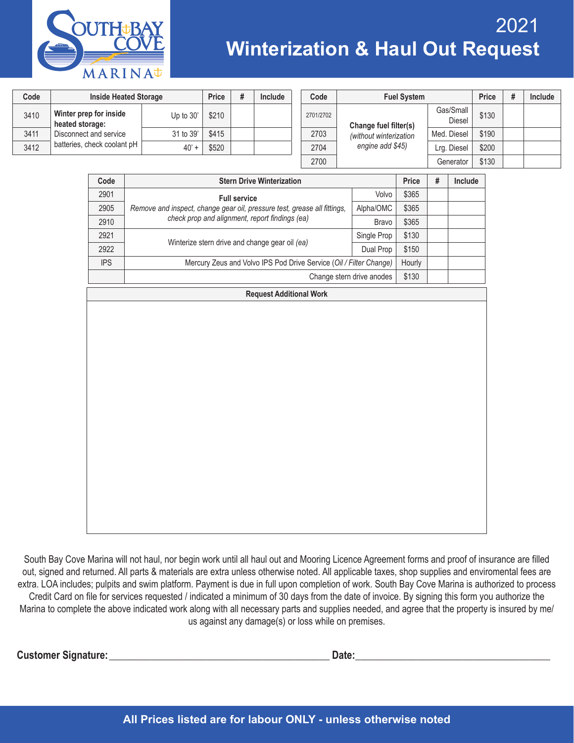# 2021 Winterization & Haul Out Request

| Code | Inside Heated Storage | | Price | # | Include |
|---|---|---|---|---|---|
| 3410 | **Winter prep for inside heated storage:** Disconnect and service batteries, check coolant pH | Up to 30' | $210 | | |
| 3411 | | 31 to 39' | $415 | | |
| 3412 | | 40' + | $520 | | |

| Code | Fuel System | | Price | # | Include |
|---|---|---|---|---|---|
| 2701/2702 | **Change fuel filter(s)** *(without winterization engine add $45)* | Gas/Small Diesel | $130 | | |
| 2703 | | Med. Diesel | $190 | | |
| 2704 | | Lrg. Diesel | $200 | | |
| 2700 | | Generator | $130 | | |

| Code | Stern Drive Winterization | | Price | # | Include |
|---|---|---|---|---|---|
| 2901 | **Full service** *Remove and inspect, change gear oil, pressure test, grease all fittings, check prop and alignment, report findings (ea)* | Volvo | $365 | | |
| 2905 | | Alpha/OMC | $365 | | |
| 2910 | | Bravo | $365 | | |
| 2921 | Winterize stern drive and change gear oil *(ea)* | Single Prop | $130 | | |
| 2922 | | Dual Prop | $150 | | |
| IPS | Mercury Zeus and Volvo IPS Pod Drive Service (*Oil / Filter Change*) | | Hourly | | |
| | Change stern drive anodes | | $130 | | |

**Request Additional Work**

South Bay Cove Marina will not haul, nor begin work until all haul out and Mooring Licence Agreement forms and proof of insurance are filled out, signed and returned. All parts & materials are extra unless otherwise noted. All applicable taxes, shop supplies and enviromental fees are extra. LOA includes; pulpits and swim platform. Payment is due in full upon completion of work. South Bay Cove Marina is authorized to process Credit Card on file for services requested / indicated a minimum of 30 days from the date of invoice. By signing this form you authorize the Marina to complete the above indicated work along with all necessary parts and supplies needed, and agree that the property is insured by me/us against any damage(s) or loss while on premises.

**Customer Signature:** ______________________________ **Date:** ______________________________

**All Prices listed are for labour ONLY - unless otherwise noted**